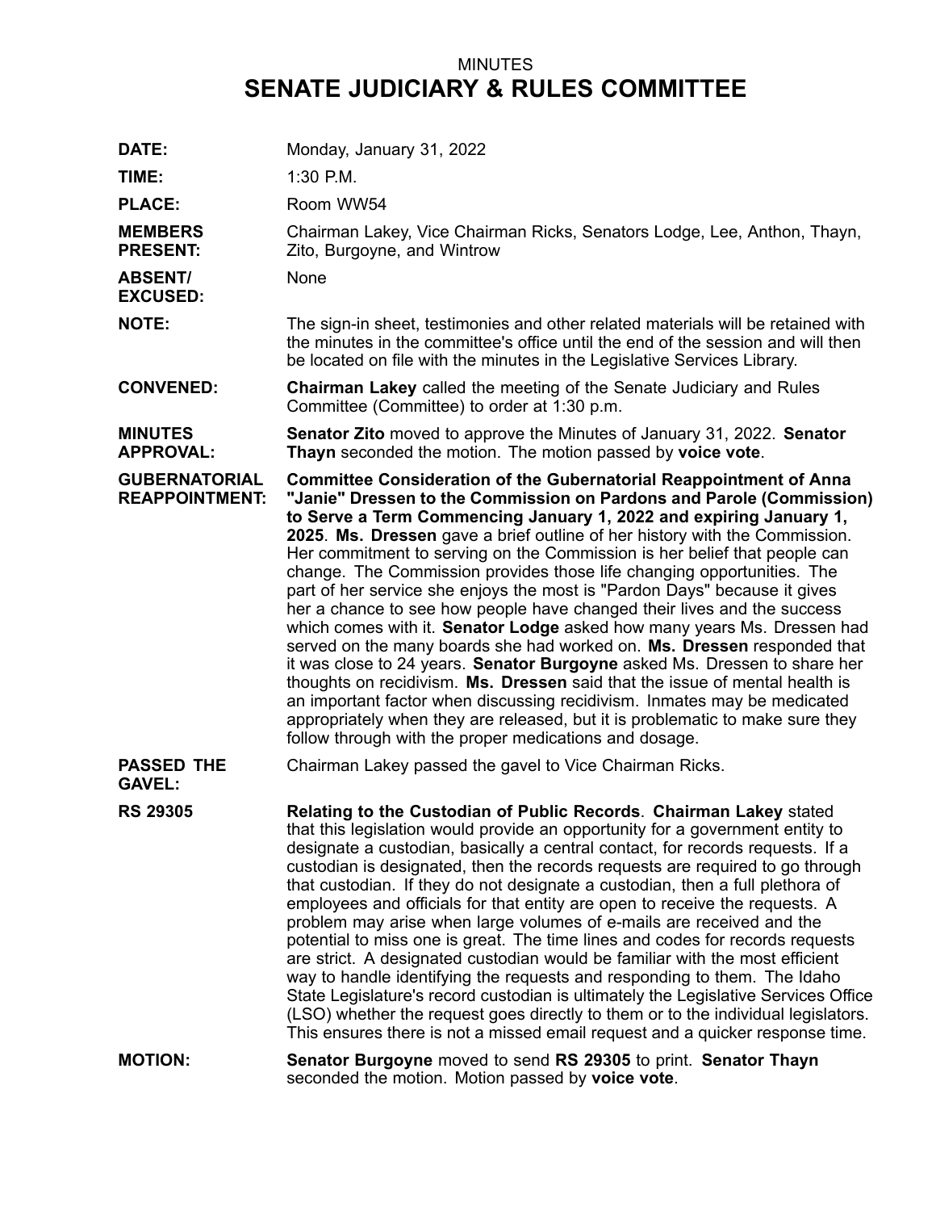MINUTES

# SENATE JUDICIARY & RULES COMMITTEE

**DATE:** Monday, January 31, 2022

**TIME:** 1:30 P.M.

**PLACE:** Room WW54

**MEMBERS PRESENT:** Chairman Lakey, Vice Chairman Ricks, Senators Lodge, Lee, Anthon, Thayn, Zito, Burgoyne, and Wintrow

**ABSENT/ EXCUSED:** None

**NOTE:** The sign-in sheet, testimonies and other related materials will be retained with the minutes in the committee's office until the end of the session and will then be located on file with the minutes in the Legislative Services Library.

**CONVENED:** **Chairman Lakey** called the meeting of the Senate Judiciary and Rules Committee (Committee) to order at 1:30 p.m.

**MINUTES APPROVAL:** **Senator Zito** moved to approve the Minutes of January 31, 2022. **Senator Thayn** seconded the motion. The motion passed by **voice vote**.

**GUBERNATORIAL REAPPOINTMENT:** **Committee Consideration of the Gubernatorial Reappointment of Anna "Janie" Dressen to the Commission on Pardons and Parole (Commission) to Serve a Term Commencing January 1, 2022 and expiring January 1, 2025**. **Ms. Dressen** gave a brief outline of her history with the Commission. Her commitment to serving on the Commission is her belief that people can change. The Commission provides those life changing opportunities. The part of her service she enjoys the most is "Pardon Days" because it gives her a chance to see how people have changed their lives and the success which comes with it. **Senator Lodge** asked how many years Ms. Dressen had served on the many boards she had worked on. **Ms. Dressen** responded that it was close to 24 years. **Senator Burgoyne** asked Ms. Dressen to share her thoughts on recidivism. **Ms. Dressen** said that the issue of mental health is an important factor when discussing recidivism. Inmates may be medicated appropriately when they are released, but it is problematic to make sure they follow through with the proper medications and dosage.

**PASSED THE GAVEL:** Chairman Lakey passed the gavel to Vice Chairman Ricks.

**RS 29305** **Relating to the Custodian of Public Records**. **Chairman Lakey** stated that this legislation would provide an opportunity for a government entity to designate a custodian, basically a central contact, for records requests. If a custodian is designated, then the records requests are required to go through that custodian. If they do not designate a custodian, then a full plethora of employees and officials for that entity are open to receive the requests. A problem may arise when large volumes of e-mails are received and the potential to miss one is great. The time lines and codes for records requests are strict. A designated custodian would be familiar with the most efficient way to handle identifying the requests and responding to them. The Idaho State Legislature's record custodian is ultimately the Legislative Services Office (LSO) whether the request goes directly to them or to the individual legislators. This ensures there is not a missed email request and a quicker response time.

**MOTION:** **Senator Burgoyne** moved to send **RS 29305** to print. **Senator Thayn** seconded the motion. Motion passed by **voice vote**.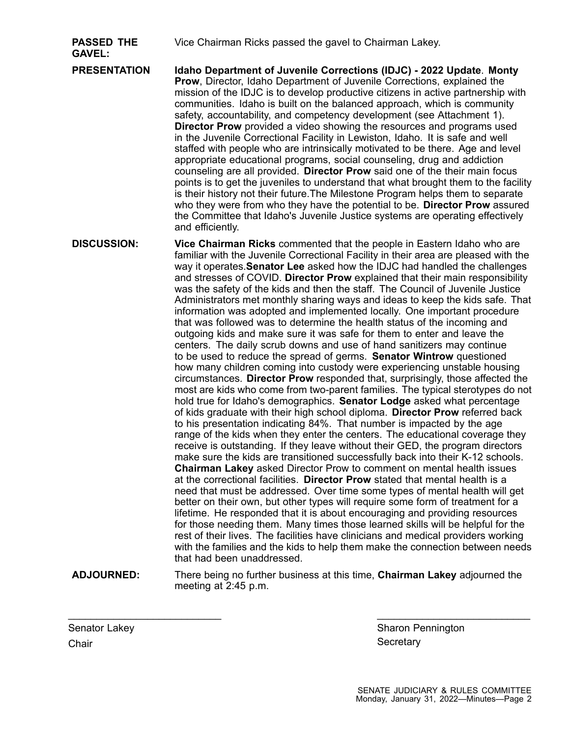**PASSED THE GAVEL:** Vice Chairman Ricks passed the gavel to Chairman Lakey.

**PRESENTATION** **Idaho Department of Juvenile Corrections (IDJC) - 2022 Update**. **Monty Prow**, Director, Idaho Department of Juvenile Corrections, explained the mission of the IDJC is to develop productive citizens in active partnership with communities. Idaho is built on the balanced approach, which is community safety, accountability, and competency development (see Attachment 1). **Director Prow** provided a video showing the resources and programs used in the Juvenile Correctional Facility in Lewiston, Idaho. It is safe and well staffed with people who are intrinsically motivated to be there. Age and level appropriate educational programs, social counseling, drug and addiction counseling are all provided. **Director Prow** said one of the their main focus points is to get the juveniles to understand that what brought them to the facility is their history not their future.The Milestone Program helps them to separate who they were from who they have the potential to be. **Director Prow** assured the Committee that Idaho's Juvenile Justice systems are operating effectively and efficiently.

**DISCUSSION:** **Vice Chairman Ricks** commented that the people in Eastern Idaho who are familiar with the Juvenile Correctional Facility in their area are pleased with the way it operates.**Senator Lee** asked how the IDJC had handled the challenges and stresses of COVID. **Director Prow** explained that their main responsibility was the safety of the kids and then the staff. The Council of Juvenile Justice Administrators met monthly sharing ways and ideas to keep the kids safe. That information was adopted and implemented locally. One important procedure that was followed was to determine the health status of the incoming and outgoing kids and make sure it was safe for them to enter and leave the centers. The daily scrub downs and use of hand sanitizers may continue to be used to reduce the spread of germs. **Senator Wintrow** questioned how many children coming into custody were experiencing unstable housing circumstances. **Director Prow** responded that, surprisingly, those affected the most are kids who come from two-parent families. The typical sterotypes do not hold true for Idaho's demographics. **Senator Lodge** asked what percentage of kids graduate with their high school diploma. **Director Prow** referred back to his presentation indicating 84%. That number is impacted by the age range of the kids when they enter the centers. The educational coverage they receive is outstanding. If they leave without their GED, the program directors make sure the kids are transitioned successfully back into their K-12 schools. **Chairman Lakey** asked Director Prow to comment on mental health issues at the correctional facilities. **Director Prow** stated that mental health is a need that must be addressed. Over time some types of mental health will get better on their own, but other types will require some form of treatment for a lifetime. He responded that it is about encouraging and providing resources for those needing them. Many times those learned skills will be helpful for the rest of their lives. The facilities have clinicians and medical providers working with the families and the kids to help them make the connection between needs that had been unaddressed.

**ADJOURNED:** There being no further business at this time, **Chairman Lakey** adjourned the meeting at 2:45 p.m.

___________________________ ___________________________

Senator Lakey
Chair

Sharon Pennington
Secretary